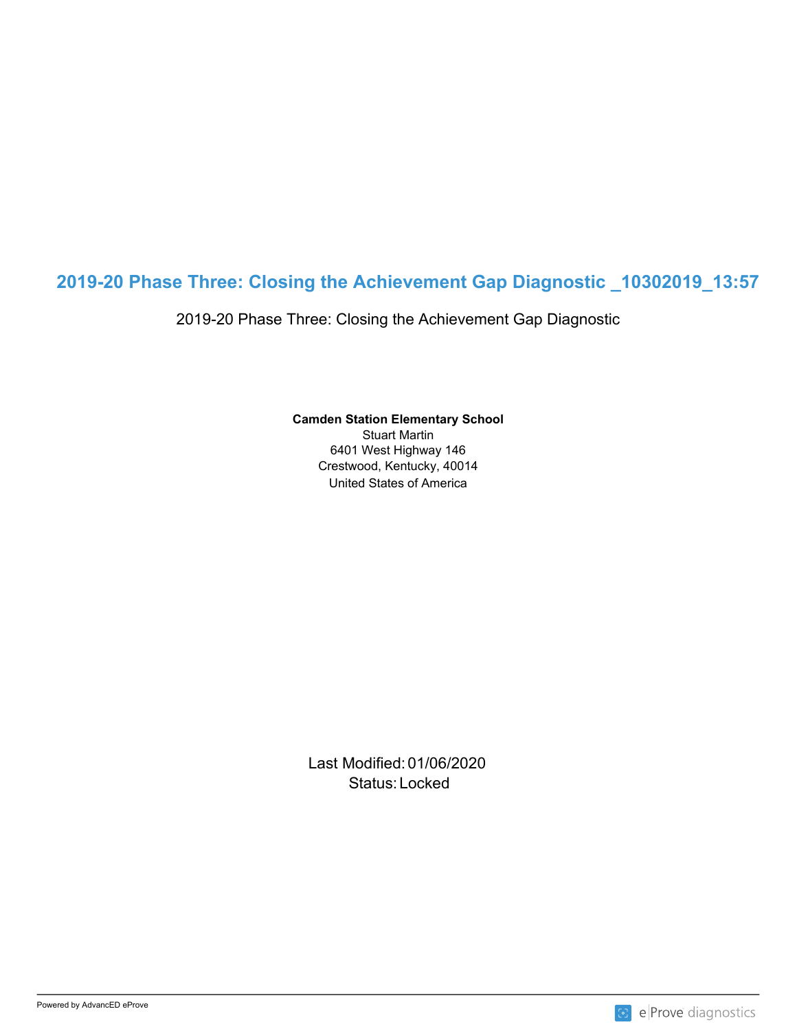# 2019-20 Phase Three: Closing the Achievement Gap Diagnostic _10302019_13:57

2019-20 Phase Three: Closing the Achievement Gap Diagnostic

**Camden Station Elementary School**
Stuart Martin
6401 West Highway 146
Crestwood, Kentucky, 40014
United States of America

Last Modified: 01/06/2020
Status: Locked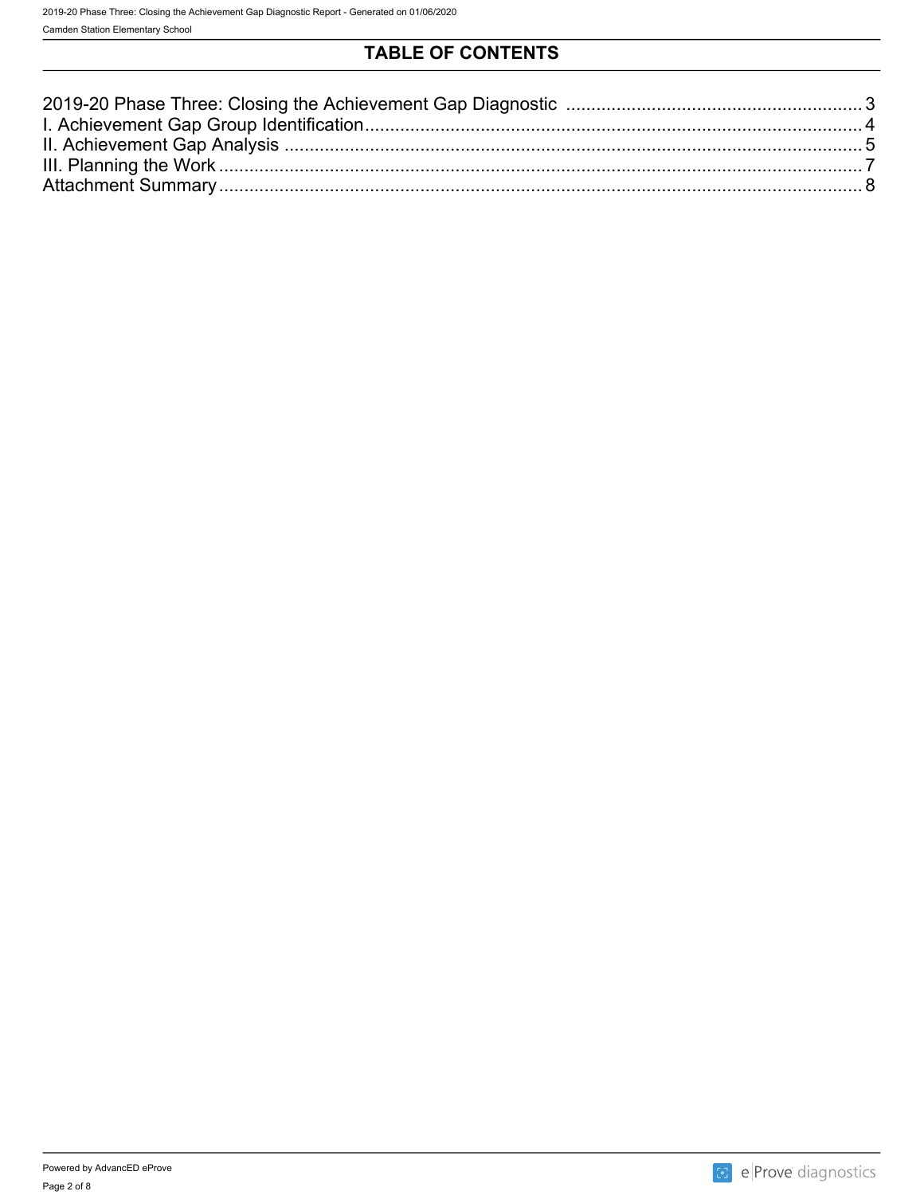# TABLE OF CONTENTS

2019-20 Phase Three: Closing the Achievement Gap Diagnostic ........................................................ 3
I. Achievement Gap Group Identification.................................................................................................. 4
II. Achievement Gap Analysis .................................................................................................................. 5
III. Planning the Work ................................................................................................................................ 7
Attachment Summary ................................................................................................................................ 8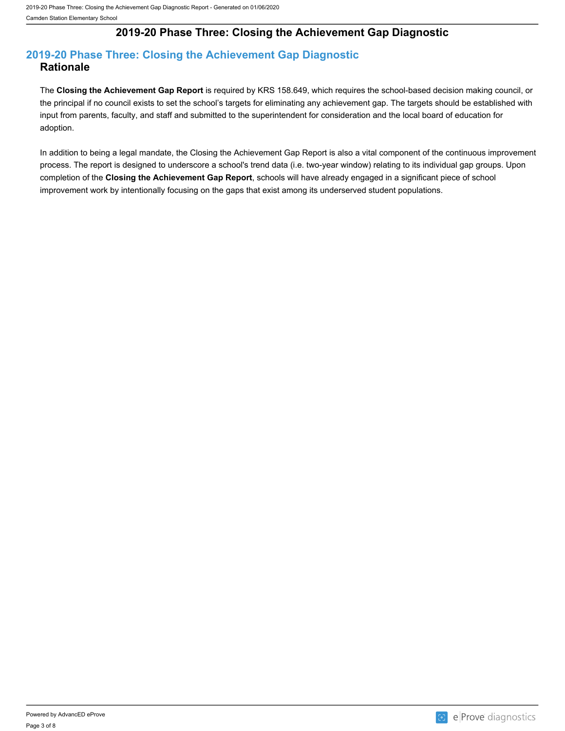# 2019-20 Phase Three: Closing the Achievement Gap Diagnostic

## 2019-20 Phase Three: Closing the Achievement Gap Diagnostic

### Rationale

The **Closing the Achievement Gap Report** is required by KRS 158.649, which requires the school-based decision making council, or the principal if no council exists to set the school's targets for eliminating any achievement gap. The targets should be established with input from parents, faculty, and staff and submitted to the superintendent for consideration and the local board of education for adoption.

In addition to being a legal mandate, the Closing the Achievement Gap Report is also a vital component of the continuous improvement process. The report is designed to underscore a school's trend data (i.e. two-year window) relating to its individual gap groups. Upon completion of the **Closing the Achievement Gap Report**, schools will have already engaged in a significant piece of school improvement work by intentionally focusing on the gaps that exist among its underserved student populations.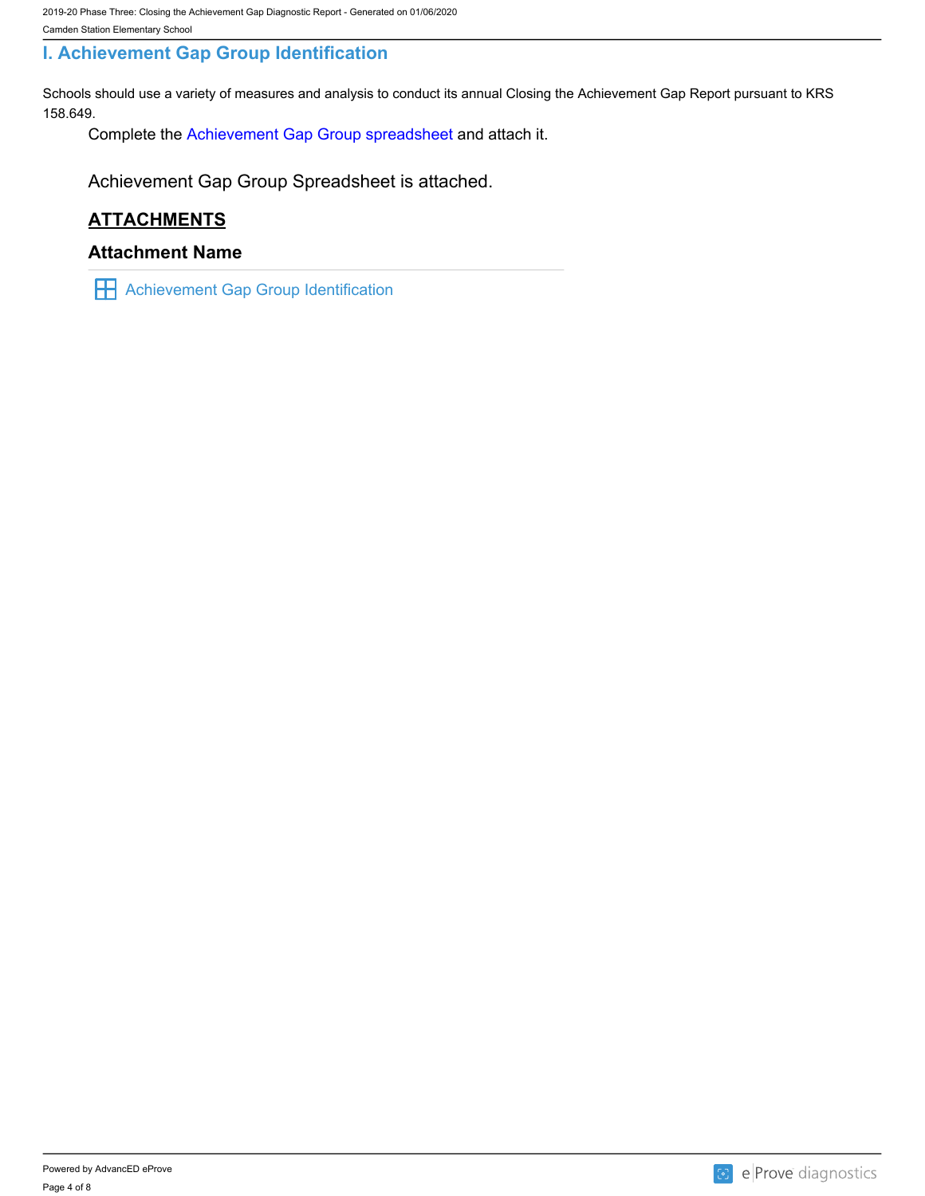## I. Achievement Gap Group Identification

Schools should use a variety of measures and analysis to conduct its annual Closing the Achievement Gap Report pursuant to KRS 158.649.

Complete the Achievement Gap Group spreadsheet and attach it.

Achievement Gap Group Spreadsheet is attached.

### ATTACHMENTS

#### Attachment Name

Achievement Gap Group Identification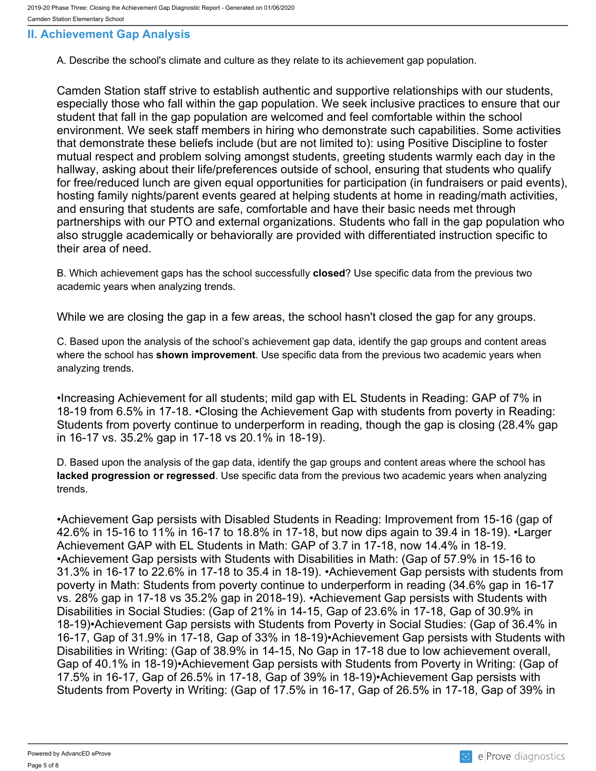## II. Achievement Gap Analysis

A. Describe the school's climate and culture as they relate to its achievement gap population.

Camden Station staff strive to establish authentic and supportive relationships with our students, especially those who fall within the gap population. We seek inclusive practices to ensure that our student that fall in the gap population are welcomed and feel comfortable within the school environment. We seek staff members in hiring who demonstrate such capabilities. Some activities that demonstrate these beliefs include (but are not limited to): using Positive Discipline to foster mutual respect and problem solving amongst students, greeting students warmly each day in the hallway, asking about their life/preferences outside of school, ensuring that students who qualify for free/reduced lunch are given equal opportunities for participation (in fundraisers or paid events), hosting family nights/parent events geared at helping students at home in reading/math activities, and ensuring that students are safe, comfortable and have their basic needs met through partnerships with our PTO and external organizations. Students who fall in the gap population who also struggle academically or behaviorally are provided with differentiated instruction specific to their area of need.

B. Which achievement gaps has the school successfully **closed**? Use specific data from the previous two academic years when analyzing trends.

While we are closing the gap in a few areas, the school hasn't closed the gap for any groups.

C. Based upon the analysis of the school's achievement gap data, identify the gap groups and content areas where the school has **shown improvement**. Use specific data from the previous two academic years when analyzing trends.

•Increasing Achievement for all students; mild gap with EL Students in Reading: GAP of 7% in 18-19 from 6.5% in 17-18. •Closing the Achievement Gap with students from poverty in Reading: Students from poverty continue to underperform in reading, though the gap is closing (28.4% gap in 16-17 vs. 35.2% gap in 17-18 vs 20.1% in 18-19).

D. Based upon the analysis of the gap data, identify the gap groups and content areas where the school has **lacked progression or regressed**. Use specific data from the previous two academic years when analyzing trends.

•Achievement Gap persists with Disabled Students in Reading: Improvement from 15-16 (gap of 42.6% in 15-16 to 11% in 16-17 to 18.8% in 17-18, but now dips again to 39.4 in 18-19). •Larger Achievement GAP with EL Students in Math: GAP of 3.7 in 17-18, now 14.4% in 18-19. •Achievement Gap persists with Students with Disabilities in Math: (Gap of 57.9% in 15-16 to 31.3% in 16-17 to 22.6% in 17-18 to 35.4 in 18-19). •Achievement Gap persists with students from poverty in Math: Students from poverty continue to underperform in reading (34.6% gap in 16-17 vs. 28% gap in 17-18 vs 35.2% gap in 2018-19). •Achievement Gap persists with Students with Disabilities in Social Studies: (Gap of 21% in 14-15, Gap of 23.6% in 17-18, Gap of 30.9% in 18-19)•Achievement Gap persists with Students from Poverty in Social Studies: (Gap of 36.4% in 16-17, Gap of 31.9% in 17-18, Gap of 33% in 18-19)•Achievement Gap persists with Students with Disabilities in Writing: (Gap of 38.9% in 14-15, No Gap in 17-18 due to low achievement overall, Gap of 40.1% in 18-19)•Achievement Gap persists with Students from Poverty in Writing: (Gap of 17.5% in 16-17, Gap of 26.5% in 17-18, Gap of 39% in 18-19)•Achievement Gap persists with Students from Poverty in Writing: (Gap of 17.5% in 16-17, Gap of 26.5% in 17-18, Gap of 39% in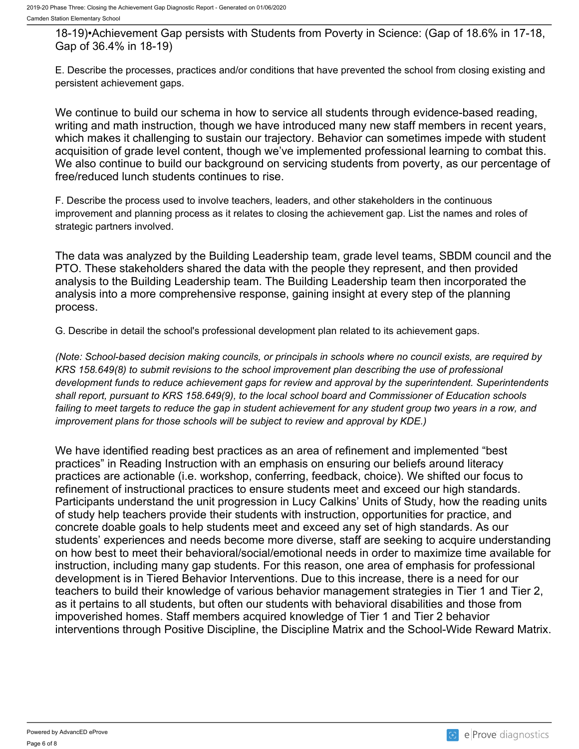18-19)•Achievement Gap persists with Students from Poverty in Science: (Gap of 18.6% in 17-18, Gap of 36.4% in 18-19)

E. Describe the processes, practices and/or conditions that have prevented the school from closing existing and persistent achievement gaps.

We continue to build our schema in how to service all students through evidence-based reading, writing and math instruction, though we have introduced many new staff members in recent years, which makes it challenging to sustain our trajectory. Behavior can sometimes impede with student acquisition of grade level content, though we've implemented professional learning to combat this. We also continue to build our background on servicing students from poverty, as our percentage of free/reduced lunch students continues to rise.

F. Describe the process used to involve teachers, leaders, and other stakeholders in the continuous improvement and planning process as it relates to closing the achievement gap. List the names and roles of strategic partners involved.

The data was analyzed by the Building Leadership team, grade level teams, SBDM council and the PTO. These stakeholders shared the data with the people they represent, and then provided analysis to the Building Leadership team. The Building Leadership team then incorporated the analysis into a more comprehensive response, gaining insight at every step of the planning process.

G. Describe in detail the school's professional development plan related to its achievement gaps.

*(Note: School-based decision making councils, or principals in schools where no council exists, are required by KRS 158.649(8) to submit revisions to the school improvement plan describing the use of professional development funds to reduce achievement gaps for review and approval by the superintendent. Superintendents shall report, pursuant to KRS 158.649(9), to the local school board and Commissioner of Education schools failing to meet targets to reduce the gap in student achievement for any student group two years in a row, and improvement plans for those schools will be subject to review and approval by KDE.)*

We have identified reading best practices as an area of refinement and implemented "best practices" in Reading Instruction with an emphasis on ensuring our beliefs around literacy practices are actionable (i.e. workshop, conferring, feedback, choice). We shifted our focus to refinement of instructional practices to ensure students meet and exceed our high standards. Participants understand the unit progression in Lucy Calkins' Units of Study, how the reading units of study help teachers provide their students with instruction, opportunities for practice, and concrete doable goals to help students meet and exceed any set of high standards. As our students' experiences and needs become more diverse, staff are seeking to acquire understanding on how best to meet their behavioral/social/emotional needs in order to maximize time available for instruction, including many gap students. For this reason, one area of emphasis for professional development is in Tiered Behavior Interventions. Due to this increase, there is a need for our teachers to build their knowledge of various behavior management strategies in Tier 1 and Tier 2, as it pertains to all students, but often our students with behavioral disabilities and those from impoverished homes. Staff members acquired knowledge of Tier 1 and Tier 2 behavior interventions through Positive Discipline, the Discipline Matrix and the School-Wide Reward Matrix.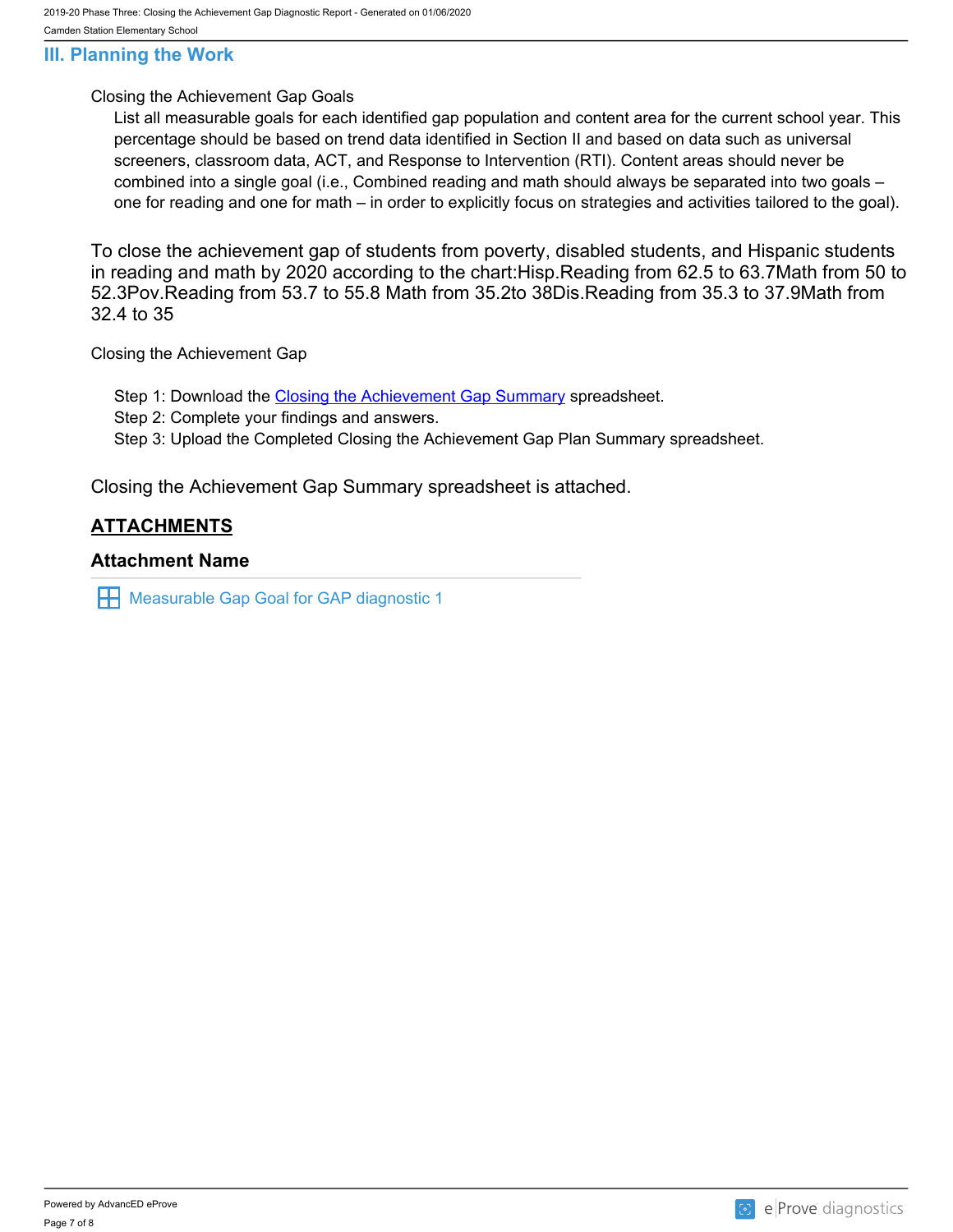## III. Planning the Work

Closing the Achievement Gap Goals

List all measurable goals for each identified gap population and content area for the current school year. This percentage should be based on trend data identified in Section II and based on data such as universal screeners, classroom data, ACT, and Response to Intervention (RTI). Content areas should never be combined into a single goal (i.e., Combined reading and math should always be separated into two goals – one for reading and one for math – in order to explicitly focus on strategies and activities tailored to the goal).

To close the achievement gap of students from poverty, disabled students, and Hispanic students in reading and math by 2020 according to the chart:Hisp.Reading from 62.5 to 63.7Math from 50 to 52.3Pov.Reading from 53.7 to 55.8 Math from 35.2to 38Dis.Reading from 35.3 to 37.9Math from 32.4 to 35

Closing the Achievement Gap

Step 1: Download the [Closing the Achievement Gap Summary]() spreadsheet.
Step 2: Complete your findings and answers.
Step 3: Upload the Completed Closing the Achievement Gap Plan Summary spreadsheet.

Closing the Achievement Gap Summary spreadsheet is attached.

### ATTACHMENTS

**Attachment Name**

Measurable Gap Goal for GAP diagnostic 1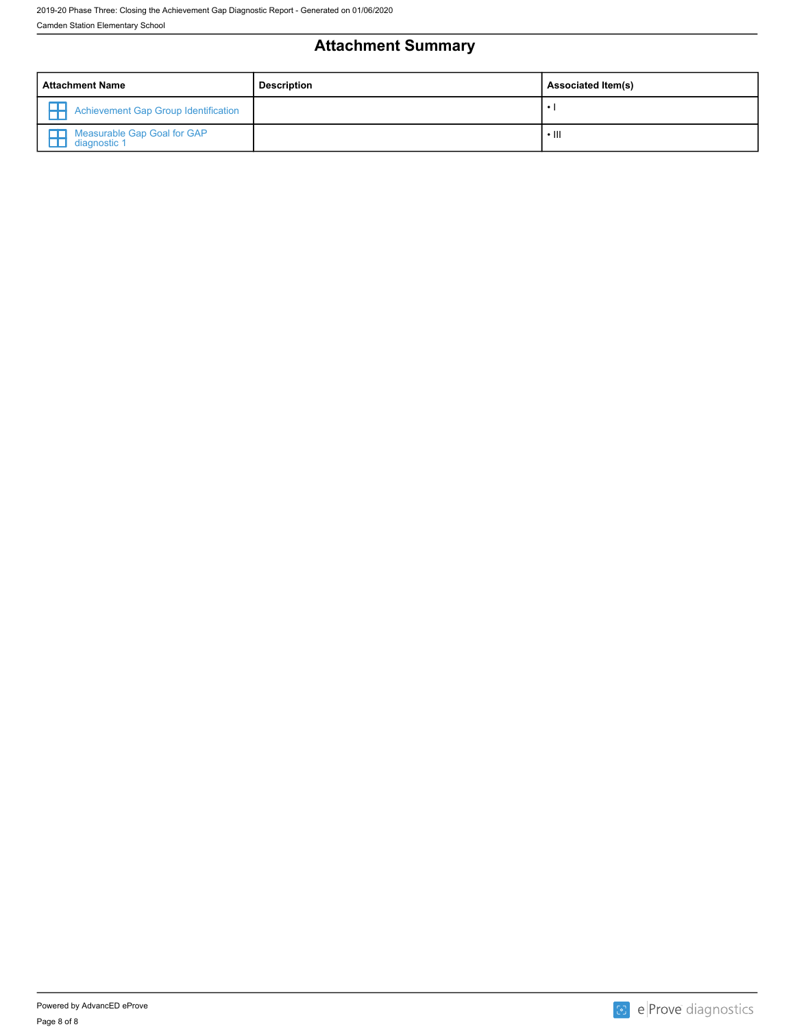# Attachment Summary

| Attachment Name | Description | Associated Item(s) |
| --- | --- | --- |
| Achievement Gap Group Identification | | • I |
| Measurable Gap Goal for GAP diagnostic 1 | | • III |